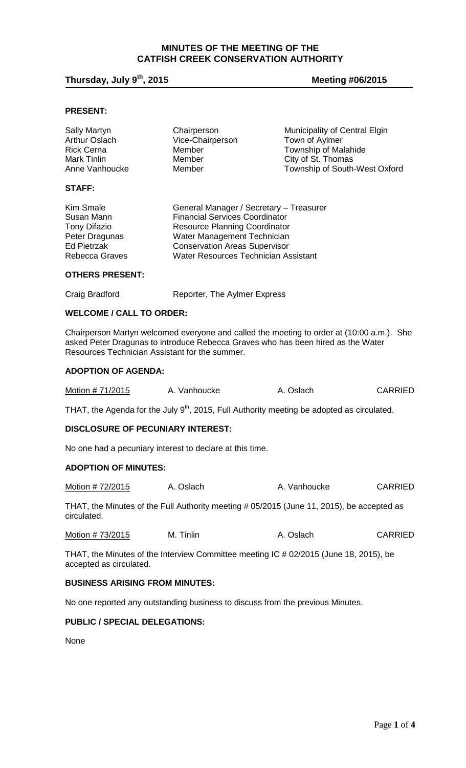# MINUTES OF THE MEETING OF THE CATFISH CREEK CONSERVATION AUTHORITY

**Thursday, July 9th, 2015** **Meeting #06/2015**

## PRESENT:

| | | |
|---|---|---|
| Sally Martyn | Chairperson | Municipality of Central Elgin |
| Arthur Oslach | Vice-Chairperson | Town of Aylmer |
| Rick Cerna | Member | Township of Malahide |
| Mark Tinlin | Member | City of St. Thomas |
| Anne Vanhoucke | Member | Township of South-West Oxford |

## STAFF:

| | |
|---|---|
| Kim Smale | General Manager / Secretary – Treasurer |
| Susan Mann | Financial Services Coordinator |
| Tony Difazio | Resource Planning Coordinator |
| Peter Dragunas | Water Management Technician |
| Ed Pietrzak | Conservation Areas Supervisor |
| Rebecca Graves | Water Resources Technician Assistant |

## OTHERS PRESENT:

Craig Bradford Reporter, The Aylmer Express

## WELCOME / CALL TO ORDER:

Chairperson Martyn welcomed everyone and called the meeting to order at (10:00 a.m.). She asked Peter Dragunas to introduce Rebecca Graves who has been hired as the Water Resources Technician Assistant for the summer.

## ADOPTION OF AGENDA:

| Motion # 71/2015 | A. Vanhoucke | A. Oslach | CARRIED |
|---|---|---|---|

THAT, the Agenda for the July 9th, 2015, Full Authority meeting be adopted as circulated.

## DISCLOSURE OF PECUNIARY INTEREST:

No one had a pecuniary interest to declare at this time.

## ADOPTION OF MINUTES:

| Motion # 72/2015 | A. Oslach | A. Vanhoucke | CARRIED |
|---|---|---|---|

THAT, the Minutes of the Full Authority meeting # 05/2015 (June 11, 2015), be accepted as circulated.

| Motion # 73/2015 | M. Tinlin | A. Oslach | CARRIED |
|---|---|---|---|

THAT, the Minutes of the Interview Committee meeting IC # 02/2015 (June 18, 2015), be accepted as circulated.

## BUSINESS ARISING FROM MINUTES:

No one reported any outstanding business to discuss from the previous Minutes.

## PUBLIC / SPECIAL DELEGATIONS:

None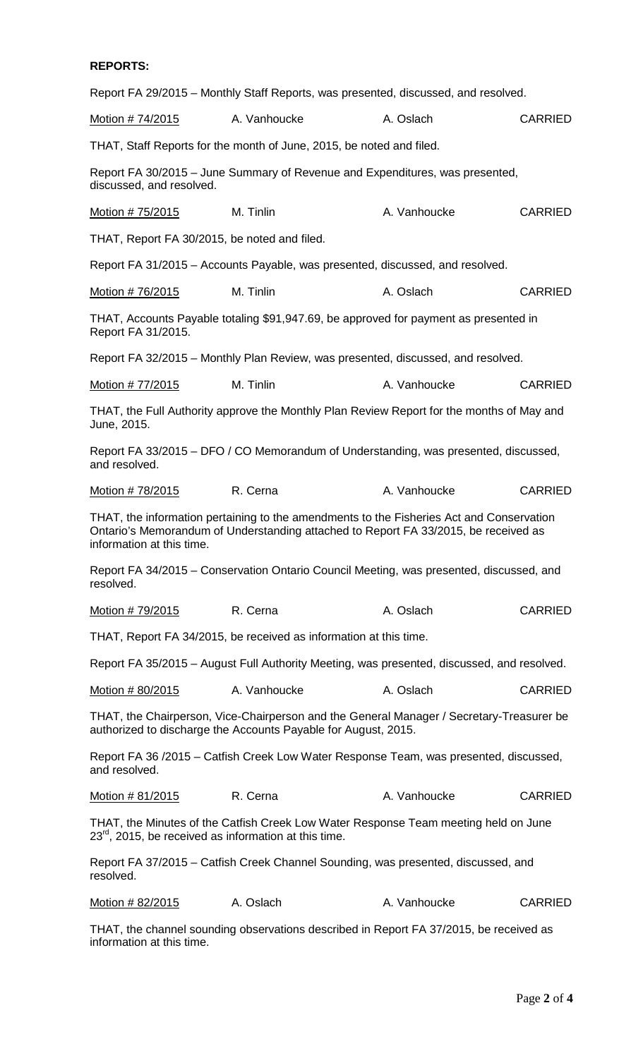**REPORTS:**

Report FA 29/2015 – Monthly Staff Reports, was presented, discussed, and resolved.

| <u>Motion # 74/2015</u> | A. Vanhoucke | A. Oslach | CARRIED |
|---|---|---|---|

THAT, Staff Reports for the month of June, 2015, be noted and filed.

Report FA 30/2015 – June Summary of Revenue and Expenditures, was presented, discussed, and resolved.

| <u>Motion # 75/2015</u> | M. Tinlin | A. Vanhoucke | CARRIED |
|---|---|---|---|

THAT, Report FA 30/2015, be noted and filed.

Report FA 31/2015 – Accounts Payable, was presented, discussed, and resolved.

| <u>Motion # 76/2015</u> | M. Tinlin | A. Oslach | CARRIED |
|---|---|---|---|

THAT, Accounts Payable totaling $91,947.69, be approved for payment as presented in Report FA 31/2015.

Report FA 32/2015 – Monthly Plan Review, was presented, discussed, and resolved.

| <u>Motion # 77/2015</u> | M. Tinlin | A. Vanhoucke | CARRIED |
|---|---|---|---|

THAT, the Full Authority approve the Monthly Plan Review Report for the months of May and June, 2015.

Report FA 33/2015 – DFO / CO Memorandum of Understanding, was presented, discussed, and resolved.

| <u>Motion # 78/2015</u> | R. Cerna | A. Vanhoucke | CARRIED |
|---|---|---|---|

THAT, the information pertaining to the amendments to the Fisheries Act and Conservation Ontario's Memorandum of Understanding attached to Report FA 33/2015, be received as information at this time.

Report FA 34/2015 – Conservation Ontario Council Meeting, was presented, discussed, and resolved.

| <u>Motion # 79/2015</u> | R. Cerna | A. Oslach | CARRIED |
|---|---|---|---|

THAT, Report FA 34/2015, be received as information at this time.

Report FA 35/2015 – August Full Authority Meeting, was presented, discussed, and resolved.

| <u>Motion # 80/2015</u> | A. Vanhoucke | A. Oslach | CARRIED |
|---|---|---|---|

THAT, the Chairperson, Vice-Chairperson and the General Manager / Secretary-Treasurer be authorized to discharge the Accounts Payable for August, 2015.

Report FA 36 /2015 – Catfish Creek Low Water Response Team, was presented, discussed, and resolved.

| <u>Motion # 81/2015</u> | R. Cerna | A. Vanhoucke | CARRIED |
|---|---|---|---|

THAT, the Minutes of the Catfish Creek Low Water Response Team meeting held on June 23rd, 2015, be received as information at this time.

Report FA 37/2015 – Catfish Creek Channel Sounding, was presented, discussed, and resolved.

| <u>Motion # 82/2015</u> | A. Oslach | A. Vanhoucke | CARRIED |
|---|---|---|---|

THAT, the channel sounding observations described in Report FA 37/2015, be received as information at this time.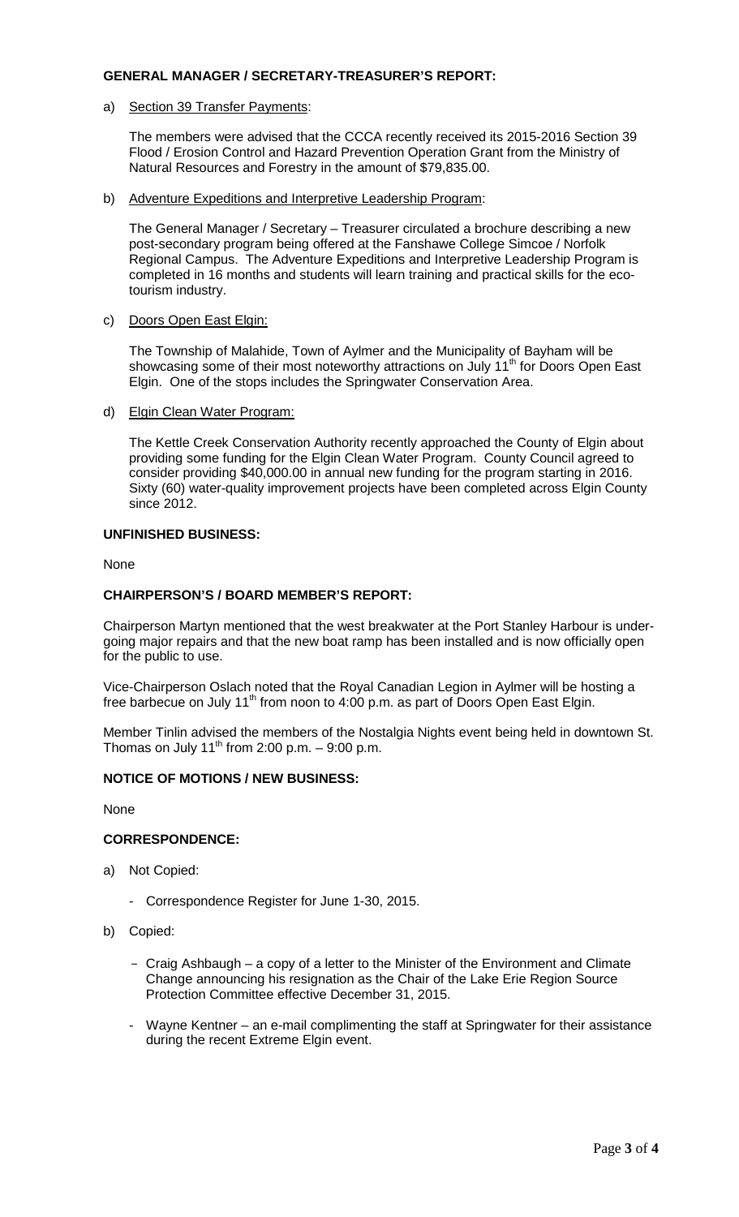**GENERAL MANAGER / SECRETARY-TREASURER'S REPORT:**

a) Section 39 Transfer Payments:

The members were advised that the CCCA recently received its 2015-2016 Section 39 Flood / Erosion Control and Hazard Prevention Operation Grant from the Ministry of Natural Resources and Forestry in the amount of $79,835.00.

b) Adventure Expeditions and Interpretive Leadership Program:

The General Manager / Secretary – Treasurer circulated a brochure describing a new post-secondary program being offered at the Fanshawe College Simcoe / Norfolk Regional Campus. The Adventure Expeditions and Interpretive Leadership Program is completed in 16 months and students will learn training and practical skills for the eco-tourism industry.

c) Doors Open East Elgin:

The Township of Malahide, Town of Aylmer and the Municipality of Bayham will be showcasing some of their most noteworthy attractions on July 11th for Doors Open East Elgin. One of the stops includes the Springwater Conservation Area.

d) Elgin Clean Water Program:

The Kettle Creek Conservation Authority recently approached the County of Elgin about providing some funding for the Elgin Clean Water Program. County Council agreed to consider providing $40,000.00 in annual new funding for the program starting in 2016. Sixty (60) water-quality improvement projects have been completed across Elgin County since 2012.

**UNFINISHED BUSINESS:**

None

**CHAIRPERSON'S / BOARD MEMBER'S REPORT:**

Chairperson Martyn mentioned that the west breakwater at the Port Stanley Harbour is under-going major repairs and that the new boat ramp has been installed and is now officially open for the public to use.

Vice-Chairperson Oslach noted that the Royal Canadian Legion in Aylmer will be hosting a free barbecue on July 11th from noon to 4:00 p.m. as part of Doors Open East Elgin.

Member Tinlin advised the members of the Nostalgia Nights event being held in downtown St. Thomas on July 11th from 2:00 p.m. – 9:00 p.m.

**NOTICE OF MOTIONS / NEW BUSINESS:**

None

**CORRESPONDENCE:**

a) Not Copied:

- Correspondence Register for June 1-30, 2015.

b) Copied:

- Craig Ashbaugh – a copy of a letter to the Minister of the Environment and Climate Change announcing his resignation as the Chair of the Lake Erie Region Source Protection Committee effective December 31, 2015.
- Wayne Kentner – an e-mail complimenting the staff at Springwater for their assistance during the recent Extreme Elgin event.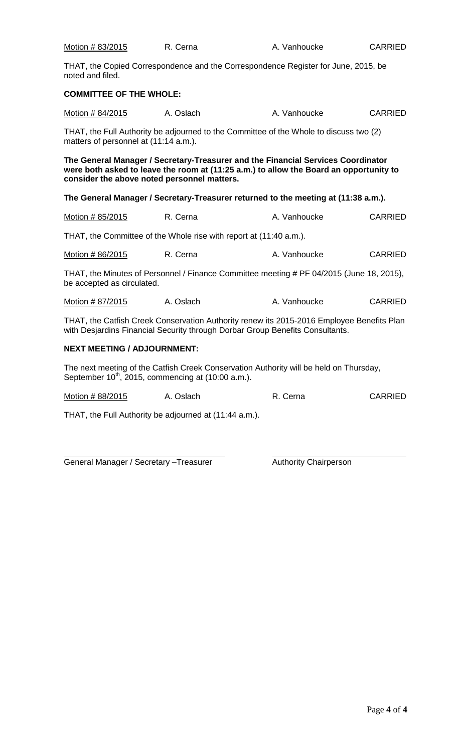| | | | |
|---|---|---|---|
| Motion # 83/2015 | R. Cerna | A. Vanhoucke | CARRIED |

THAT, the Copied Correspondence and the Correspondence Register for June, 2015, be noted and filed.

**COMMITTEE OF THE WHOLE:**

| | | | |
|---|---|---|---|
| Motion # 84/2015 | A. Oslach | A. Vanhoucke | CARRIED |

THAT, the Full Authority be adjourned to the Committee of the Whole to discuss two (2) matters of personnel at (11:14 a.m.).

**The General Manager / Secretary-Treasurer and the Financial Services Coordinator were both asked to leave the room at (11:25 a.m.) to allow the Board an opportunity to consider the above noted personnel matters.**

**The General Manager / Secretary-Treasurer returned to the meeting at (11:38 a.m.).**

| | | | |
|---|---|---|---|
| Motion # 85/2015 | R. Cerna | A. Vanhoucke | CARRIED |

THAT, the Committee of the Whole rise with report at (11:40 a.m.).

| | | | |
|---|---|---|---|
| Motion # 86/2015 | R. Cerna | A. Vanhoucke | CARRIED |

THAT, the Minutes of Personnel / Finance Committee meeting # PF 04/2015 (June 18, 2015), be accepted as circulated.

| | | | |
|---|---|---|---|
| Motion # 87/2015 | A. Oslach | A. Vanhoucke | CARRIED |

THAT, the Catfish Creek Conservation Authority renew its 2015-2016 Employee Benefits Plan with Desjardins Financial Security through Dorbar Group Benefits Consultants.

**NEXT MEETING / ADJOURNMENT:**

The next meeting of the Catfish Creek Conservation Authority will be held on Thursday, September 10th, 2015, commencing at (10:00 a.m.).

| | | | |
|---|---|---|---|
| Motion # 88/2015 | A. Oslach | R. Cerna | CARRIED |

THAT, the Full Authority be adjourned at (11:44 a.m.).

General Manager / Secretary –Treasurer

Authority Chairperson